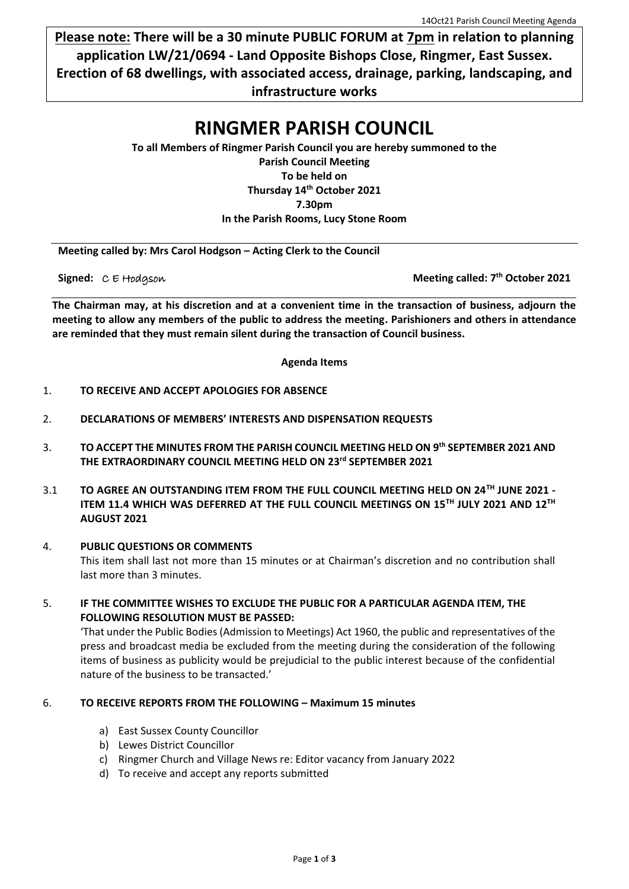**Please note: There will be a 30 minute PUBLIC FORUM at 7pm in relation to planning application LW/21/0694 - Land Opposite Bishops Close, Ringmer, East Sussex. Erection of 68 dwellings, with associated access, drainage, parking, landscaping, and infrastructure works**

# RINGMER PARISH COUNCIL

**To all Members of Ringmer Parish Council you are hereby summoned to the Parish Council Meeting**
**To be held on**
**Thursday 14th October 2021**
**7.30pm**
**In the Parish Rooms, Lucy Stone Room**

**Meeting called by: Mrs Carol Hodgson – Acting Clerk to the Council**

**Signed:** C E Hodgson **Meeting called: 7th October 2021**

**The Chairman may, at his discretion and at a convenient time in the transaction of business, adjourn the meeting to allow any members of the public to address the meeting. Parishioners and others in attendance are reminded that they must remain silent during the transaction of Council business.**

**Agenda Items**

1. **TO RECEIVE AND ACCEPT APOLOGIES FOR ABSENCE**

2. **DECLARATIONS OF MEMBERS' INTERESTS AND DISPENSATION REQUESTS**

3. **TO ACCEPT THE MINUTES FROM THE PARISH COUNCIL MEETING HELD ON 9th SEPTEMBER 2021 AND THE EXTRAORDINARY COUNCIL MEETING HELD ON 23rd SEPTEMBER 2021**

3.1 **TO AGREE AN OUTSTANDING ITEM FROM THE FULL COUNCIL MEETING HELD ON 24TH JUNE 2021 - ITEM 11.4 WHICH WAS DEFERRED AT THE FULL COUNCIL MEETINGS ON 15TH JULY 2021 AND 12TH AUGUST 2021**

4. **PUBLIC QUESTIONS OR COMMENTS**
   This item shall last not more than 15 minutes or at Chairman's discretion and no contribution shall last more than 3 minutes.

5. **IF THE COMMITTEE WISHES TO EXCLUDE THE PUBLIC FOR A PARTICULAR AGENDA ITEM, THE FOLLOWING RESOLUTION MUST BE PASSED:**
   'That under the Public Bodies (Admission to Meetings) Act 1960, the public and representatives of the press and broadcast media be excluded from the meeting during the consideration of the following items of business as publicity would be prejudicial to the public interest because of the confidential nature of the business to be transacted.'

6. **TO RECEIVE REPORTS FROM THE FOLLOWING – Maximum 15 minutes**
   a) East Sussex County Councillor
   b) Lewes District Councillor
   c) Ringmer Church and Village News re: Editor vacancy from January 2022
   d) To receive and accept any reports submitted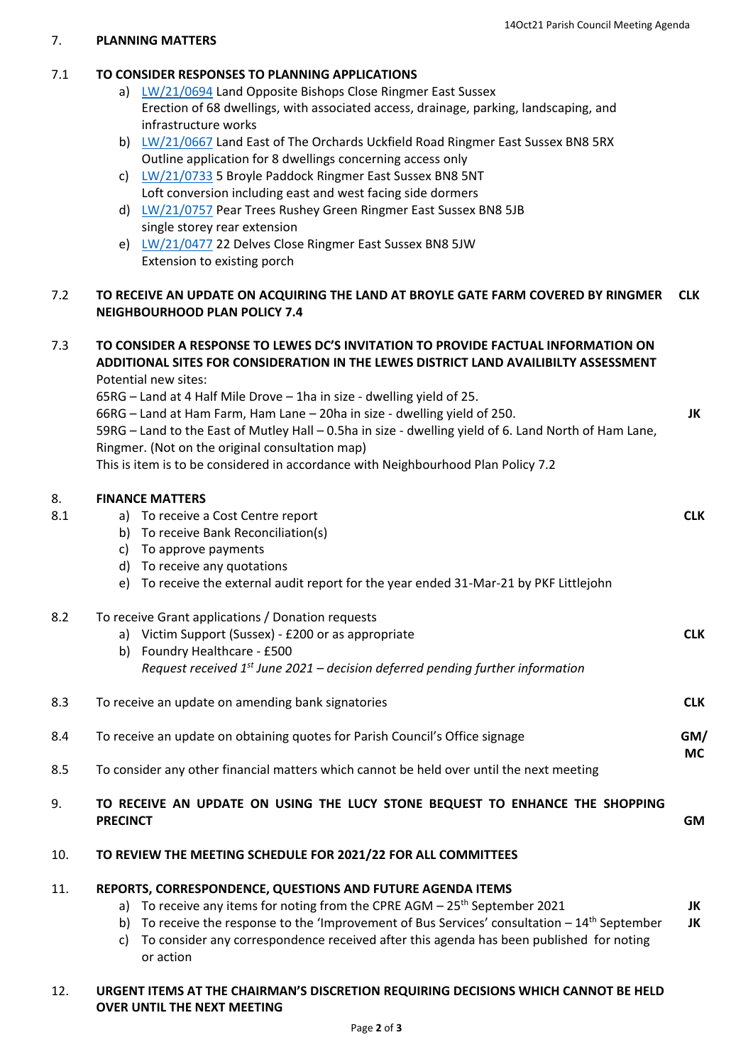## 7. PLANNING MATTERS

### 7.1 TO CONSIDER RESPONSES TO PLANNING APPLICATIONS

a) LW/21/0694 Land Opposite Bishops Close Ringmer East Sussex
Erection of 68 dwellings, with associated access, drainage, parking, landscaping, and infrastructure works

b) LW/21/0667 Land East of The Orchards Uckfield Road Ringmer East Sussex BN8 5RX
Outline application for 8 dwellings concerning access only

c) LW/21/0733 5 Broyle Paddock Ringmer East Sussex BN8 5NT
Loft conversion including east and west facing side dormers

d) LW/21/0757 Pear Trees Rushey Green Ringmer East Sussex BN8 5JB
single storey rear extension

e) LW/21/0477 22 Delves Close Ringmer East Sussex BN8 5JW
Extension to existing porch

### 7.2 TO RECEIVE AN UPDATE ON ACQUIRING THE LAND AT BROYLE GATE FARM COVERED BY RINGMER NEIGHBOURHOOD PLAN POLICY 7.4 — CLK

### 7.3 TO CONSIDER A RESPONSE TO LEWES DC'S INVITATION TO PROVIDE FACTUAL INFORMATION ON ADDITIONAL SITES FOR CONSIDERATION IN THE LEWES DISTRICT LAND AVAILIBILTY ASSESSMENT — JK

Potential new sites:
65RG – Land at 4 Half Mile Drove – 1ha in size - dwelling yield of 25.
66RG – Land at Ham Farm, Ham Lane – 20ha in size - dwelling yield of 250.
59RG – Land to the East of Mutley Hall – 0.5ha in size - dwelling yield of 6. Land North of Ham Lane, Ringmer. (Not on the original consultation map)
This is item is to be considered in accordance with Neighbourhood Plan Policy 7.2

## 8. FINANCE MATTERS

8.1 — CLK
a) To receive a Cost Centre report
b) To receive Bank Reconciliation(s)
c) To approve payments
d) To receive any quotations
e) To receive the external audit report for the year ended 31-Mar-21 by PKF Littlejohn

8.2 To receive Grant applications / Donation requests — CLK
a) Victim Support (Sussex) - £200 or as appropriate
b) Foundry Healthcare - £500
*Request received 1st June 2021 – decision deferred pending further information*

8.3 To receive an update on amending bank signatories — CLK

8.4 To receive an update on obtaining quotes for Parish Council's Office signage — GM/MC

8.5 To consider any other financial matters which cannot be held over until the next meeting

## 9. TO RECEIVE AN UPDATE ON USING THE LUCY STONE BEQUEST TO ENHANCE THE SHOPPING PRECINCT — GM

## 10. TO REVIEW THE MEETING SCHEDULE FOR 2021/22 FOR ALL COMMITTEES

## 11. REPORTS, CORRESPONDENCE, QUESTIONS AND FUTURE AGENDA ITEMS

a) To receive any items for noting from the CPRE AGM – 25th September 2021 — JK
b) To receive the response to the 'Improvement of Bus Services' consultation – 14th September — JK
c) To consider any correspondence received after this agenda has been published for noting or action

## 12. URGENT ITEMS AT THE CHAIRMAN'S DISCRETION REQUIRING DECISIONS WHICH CANNOT BE HELD OVER UNTIL THE NEXT MEETING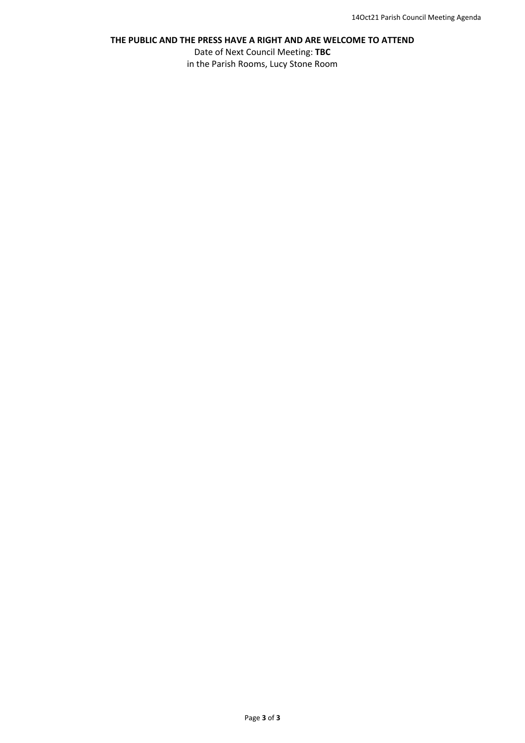**THE PUBLIC AND THE PRESS HAVE A RIGHT AND ARE WELCOME TO ATTEND**

Date of Next Council Meeting: **TBC**

in the Parish Rooms, Lucy Stone Room